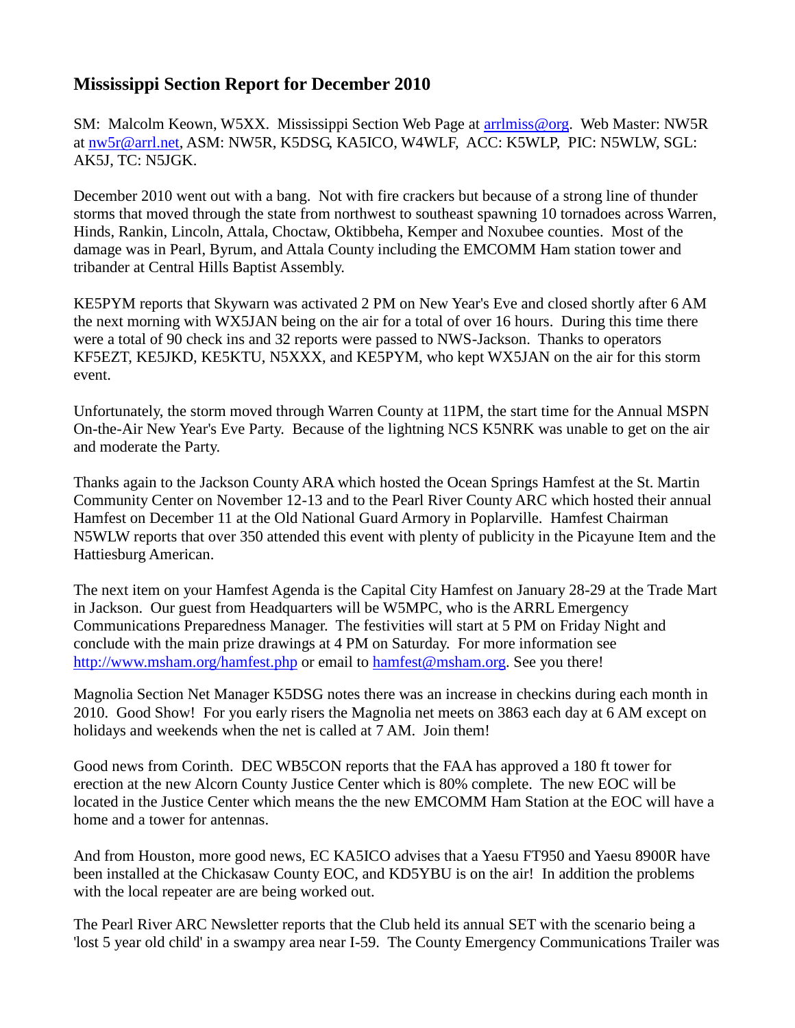# Mississippi Section Report for December 2010

SM: Malcolm Keown, W5XX. Mississippi Section Web Page at arrlmiss@org. Web Master: NW5R at nw5r@arrl.net, ASM: NW5R, K5DSG, KA5ICO, W4WLF, ACC: K5WLP, PIC: N5WLW, SGL: AK5J, TC: N5JGK.

December 2010 went out with a bang. Not with fire crackers but because of a strong line of thunder storms that moved through the state from northwest to southeast spawning 10 tornadoes across Warren, Hinds, Rankin, Lincoln, Attala, Choctaw, Oktibbeha, Kemper and Noxubee counties. Most of the damage was in Pearl, Byrum, and Attala County including the EMCOMM Ham station tower and tribander at Central Hills Baptist Assembly.

KE5PYM reports that Skywarn was activated 2 PM on New Year's Eve and closed shortly after 6 AM the next morning with WX5JAN being on the air for a total of over 16 hours. During this time there were a total of 90 check ins and 32 reports were passed to NWS-Jackson. Thanks to operators KF5EZT, KE5JKD, KE5KTU, N5XXX, and KE5PYM, who kept WX5JAN on the air for this storm event.

Unfortunately, the storm moved through Warren County at 11PM, the start time for the Annual MSPN On-the-Air New Year's Eve Party. Because of the lightning NCS K5NRK was unable to get on the air and moderate the Party.

Thanks again to the Jackson County ARA which hosted the Ocean Springs Hamfest at the St. Martin Community Center on November 12-13 and to the Pearl River County ARC which hosted their annual Hamfest on December 11 at the Old National Guard Armory in Poplarville. Hamfest Chairman N5WLW reports that over 350 attended this event with plenty of publicity in the Picayune Item and the Hattiesburg American.

The next item on your Hamfest Agenda is the Capital City Hamfest on January 28-29 at the Trade Mart in Jackson. Our guest from Headquarters will be W5MPC, who is the ARRL Emergency Communications Preparedness Manager. The festivities will start at 5 PM on Friday Night and conclude with the main prize drawings at 4 PM on Saturday. For more information see http://www.msham.org/hamfest.php or email to hamfest@msham.org. See you there!

Magnolia Section Net Manager K5DSG notes there was an increase in checkins during each month in 2010. Good Show! For you early risers the Magnolia net meets on 3863 each day at 6 AM except on holidays and weekends when the net is called at 7 AM. Join them!

Good news from Corinth. DEC WB5CON reports that the FAA has approved a 180 ft tower for erection at the new Alcorn County Justice Center which is 80% complete. The new EOC will be located in the Justice Center which means the the new EMCOMM Ham Station at the EOC will have a home and a tower for antennas.

And from Houston, more good news, EC KA5ICO advises that a Yaesu FT950 and Yaesu 8900R have been installed at the Chickasaw County EOC, and KD5YBU is on the air! In addition the problems with the local repeater are are being worked out.

The Pearl River ARC Newsletter reports that the Club held its annual SET with the scenario being a 'lost 5 year old child' in a swampy area near I-59. The County Emergency Communications Trailer was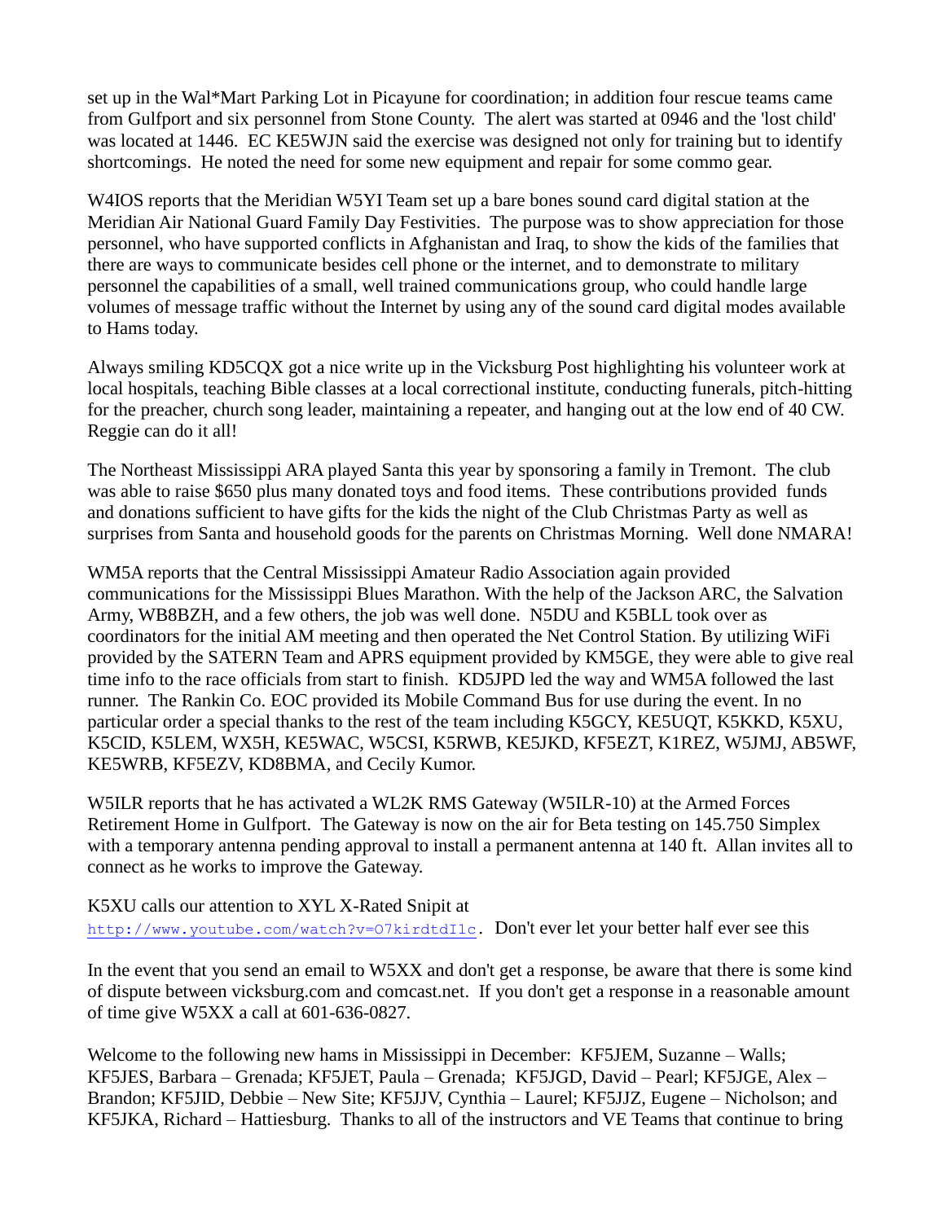set up in the Wal*Mart Parking Lot in Picayune for coordination; in addition four rescue teams came from Gulfport and six personnel from Stone County. The alert was started at 0946 and the 'lost child' was located at 1446. EC KE5WJN said the exercise was designed not only for training but to identify shortcomings. He noted the need for some new equipment and repair for some commo gear.

W4IOS reports that the Meridian W5YI Team set up a bare bones sound card digital station at the Meridian Air National Guard Family Day Festivities. The purpose was to show appreciation for those personnel, who have supported conflicts in Afghanistan and Iraq, to show the kids of the families that there are ways to communicate besides cell phone or the internet, and to demonstrate to military personnel the capabilities of a small, well trained communications group, who could handle large volumes of message traffic without the Internet by using any of the sound card digital modes available to Hams today.

Always smiling KD5CQX got a nice write up in the Vicksburg Post highlighting his volunteer work at local hospitals, teaching Bible classes at a local correctional institute, conducting funerals, pitch-hitting for the preacher, church song leader, maintaining a repeater, and hanging out at the low end of 40 CW. Reggie can do it all!

The Northeast Mississippi ARA played Santa this year by sponsoring a family in Tremont. The club was able to raise $650 plus many donated toys and food items. These contributions provided funds and donations sufficient to have gifts for the kids the night of the Club Christmas Party as well as surprises from Santa and household goods for the parents on Christmas Morning. Well done NMARA!

WM5A reports that the Central Mississippi Amateur Radio Association again provided communications for the Mississippi Blues Marathon. With the help of the Jackson ARC, the Salvation Army, WB8BZH, and a few others, the job was well done. N5DU and K5BLL took over as coordinators for the initial AM meeting and then operated the Net Control Station. By utilizing WiFi provided by the SATERN Team and APRS equipment provided by KM5GE, they were able to give real time info to the race officials from start to finish. KD5JPD led the way and WM5A followed the last runner. The Rankin Co. EOC provided its Mobile Command Bus for use during the event. In no particular order a special thanks to the rest of the team including K5GCY, KE5UQT, K5KKD, K5XU, K5CID, K5LEM, WX5H, KE5WAC, W5CSI, K5RWB, KE5JKD, KF5EZT, K1REZ, W5JMJ, AB5WF, KE5WRB, KF5EZV, KD8BMA, and Cecily Kumor.

W5ILR reports that he has activated a WL2K RMS Gateway (W5ILR-10) at the Armed Forces Retirement Home in Gulfport. The Gateway is now on the air for Beta testing on 145.750 Simplex with a temporary antenna pending approval to install a permanent antenna at 140 ft. Allan invites all to connect as he works to improve the Gateway.

K5XU calls our attention to XYL X-Rated Snipit at http://www.youtube.com/watch?v=O7kirdtdI1c. Don't ever let your better half ever see this

In the event that you send an email to W5XX and don't get a response, be aware that there is some kind of dispute between vicksburg.com and comcast.net. If you don't get a response in a reasonable amount of time give W5XX a call at 601-636-0827.

Welcome to the following new hams in Mississippi in December: KF5JEM, Suzanne – Walls; KF5JES, Barbara – Grenada; KF5JET, Paula – Grenada; KF5JGD, David – Pearl; KF5JGE, Alex – Brandon; KF5JID, Debbie – New Site; KF5JJV, Cynthia – Laurel; KF5JJZ, Eugene – Nicholson; and KF5JKA, Richard – Hattiesburg. Thanks to all of the instructors and VE Teams that continue to bring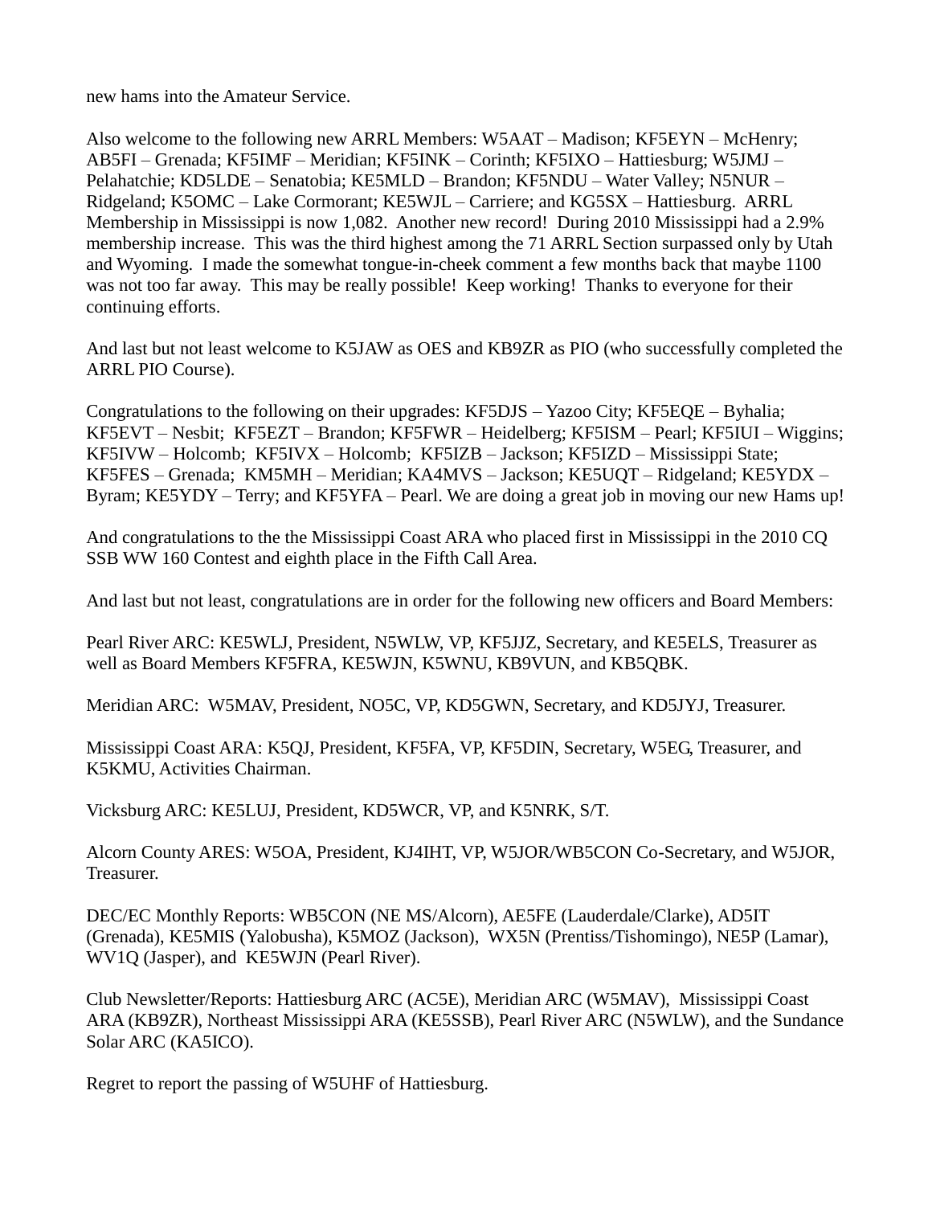new hams into the Amateur Service.

Also welcome to the following new ARRL Members: W5AAT – Madison; KF5EYN – McHenry; AB5FI – Grenada; KF5IMF – Meridian; KF5INK – Corinth; KF5IXO – Hattiesburg; W5JMJ – Pelahatchie; KD5LDE – Senatobia; KE5MLD – Brandon; KF5NDU – Water Valley; N5NUR – Ridgeland; K5OMC – Lake Cormorant; KE5WJL – Carriere; and KG5SX – Hattiesburg. ARRL Membership in Mississippi is now 1,082. Another new record! During 2010 Mississippi had a 2.9% membership increase. This was the third highest among the 71 ARRL Section surpassed only by Utah and Wyoming. I made the somewhat tongue-in-cheek comment a few months back that maybe 1100 was not too far away. This may be really possible! Keep working! Thanks to everyone for their continuing efforts.

And last but not least welcome to K5JAW as OES and KB9ZR as PIO (who successfully completed the ARRL PIO Course).

Congratulations to the following on their upgrades: KF5DJS – Yazoo City; KF5EQE – Byhalia; KF5EVT – Nesbit; KF5EZT – Brandon; KF5FWR – Heidelberg; KF5ISM – Pearl; KF5IUI – Wiggins; KF5IVW – Holcomb; KF5IVX – Holcomb; KF5IZB – Jackson; KF5IZD – Mississippi State; KF5FES – Grenada; KM5MH – Meridian; KA4MVS – Jackson; KE5UQT – Ridgeland; KE5YDX – Byram; KE5YDY – Terry; and KF5YFA – Pearl. We are doing a great job in moving our new Hams up!

And congratulations to the the Mississippi Coast ARA who placed first in Mississippi in the 2010 CQ SSB WW 160 Contest and eighth place in the Fifth Call Area.

And last but not least, congratulations are in order for the following new officers and Board Members:

Pearl River ARC: KE5WLJ, President, N5WLW, VP, KF5JJZ, Secretary, and KE5ELS, Treasurer as well as Board Members KF5FRA, KE5WJN, K5WNU, KB9VUN, and KB5QBK.

Meridian ARC: W5MAV, President, NO5C, VP, KD5GWN, Secretary, and KD5JYJ, Treasurer.

Mississippi Coast ARA: K5QJ, President, KF5FA, VP, KF5DIN, Secretary, W5EG, Treasurer, and K5KMU, Activities Chairman.

Vicksburg ARC: KE5LUJ, President, KD5WCR, VP, and K5NRK, S/T.

Alcorn County ARES: W5OA, President, KJ4IHT, VP, W5JOR/WB5CON Co-Secretary, and W5JOR, Treasurer.

DEC/EC Monthly Reports: WB5CON (NE MS/Alcorn), AE5FE (Lauderdale/Clarke), AD5IT (Grenada), KE5MIS (Yalobusha), K5MOZ (Jackson), WX5N (Prentiss/Tishomingo), NE5P (Lamar), WV1Q (Jasper), and KE5WJN (Pearl River).

Club Newsletter/Reports: Hattiesburg ARC (AC5E), Meridian ARC (W5MAV), Mississippi Coast ARA (KB9ZR), Northeast Mississippi ARA (KE5SSB), Pearl River ARC (N5WLW), and the Sundance Solar ARC (KA5ICO).

Regret to report the passing of W5UHF of Hattiesburg.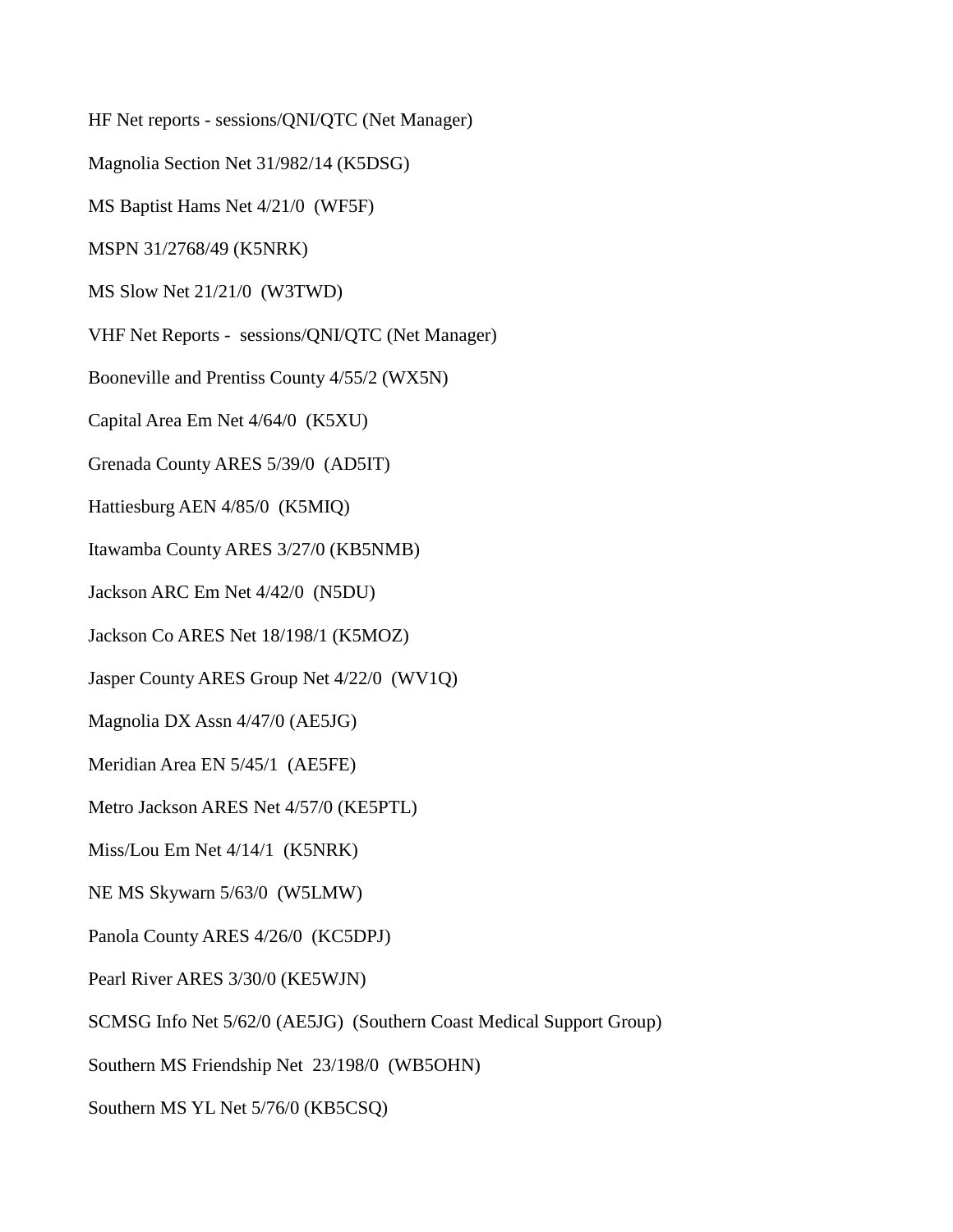HF Net reports - sessions/QNI/QTC (Net Manager)

Magnolia Section Net 31/982/14 (K5DSG)

MS Baptist Hams Net 4/21/0 (WF5F)

MSPN 31/2768/49 (K5NRK)

MS Slow Net 21/21/0 (W3TWD)

VHF Net Reports - sessions/QNI/QTC (Net Manager)

Booneville and Prentiss County 4/55/2 (WX5N)

Capital Area Em Net 4/64/0 (K5XU)

Grenada County ARES 5/39/0 (AD5IT)

Hattiesburg AEN 4/85/0 (K5MIQ)

Itawamba County ARES 3/27/0 (KB5NMB)

Jackson ARC Em Net 4/42/0 (N5DU)

Jackson Co ARES Net 18/198/1 (K5MOZ)

Jasper County ARES Group Net 4/22/0 (WV1Q)

Magnolia DX Assn 4/47/0 (AE5JG)

Meridian Area EN 5/45/1 (AE5FE)

Metro Jackson ARES Net 4/57/0 (KE5PTL)

Miss/Lou Em Net 4/14/1 (K5NRK)

NE MS Skywarn 5/63/0 (W5LMW)

Panola County ARES 4/26/0 (KC5DPJ)

Pearl River ARES 3/30/0 (KE5WJN)

SCMSG Info Net 5/62/0 (AE5JG) (Southern Coast Medical Support Group)

Southern MS Friendship Net 23/198/0 (WB5OHN)

Southern MS YL Net 5/76/0 (KB5CSQ)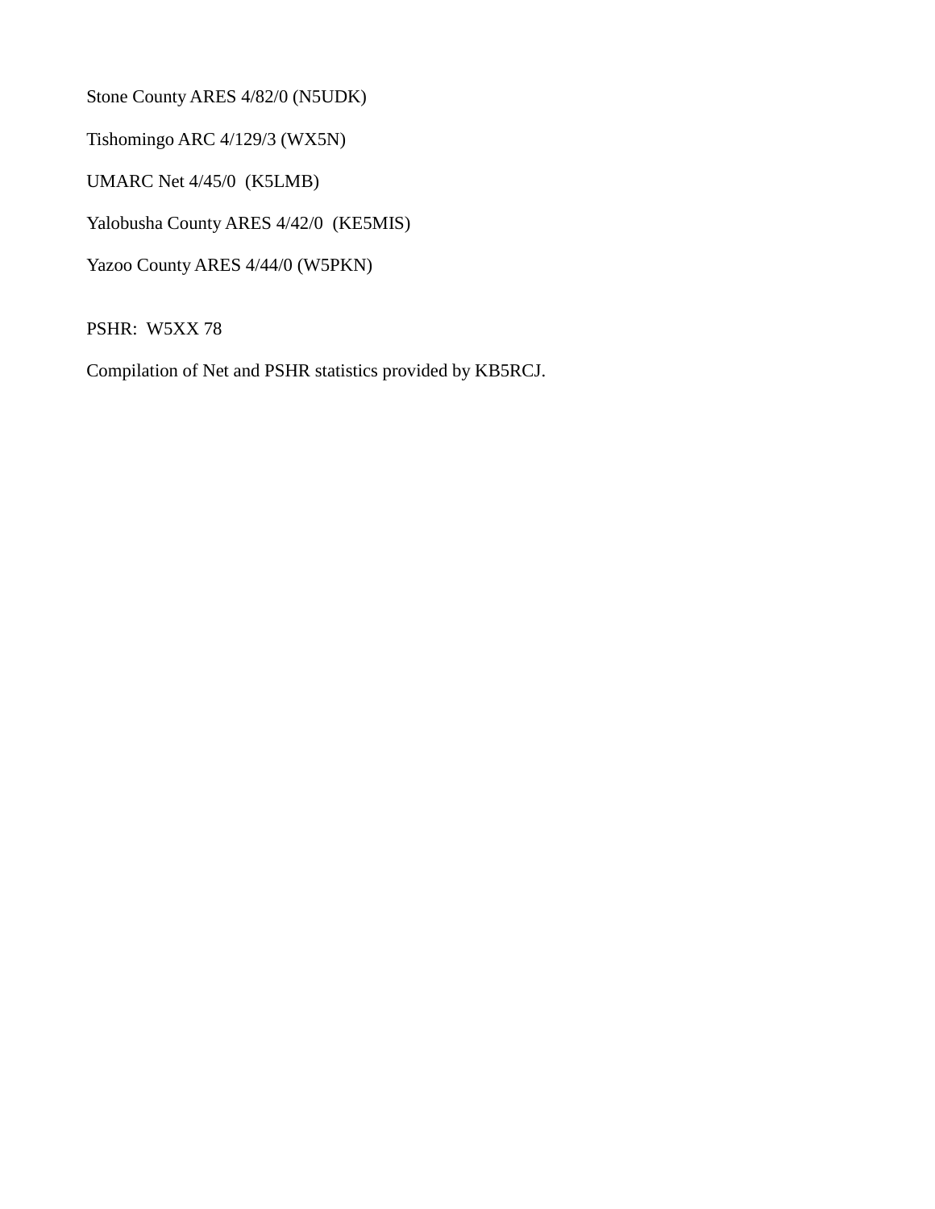Stone County ARES 4/82/0 (N5UDK)

Tishomingo ARC 4/129/3 (WX5N)

UMARC Net 4/45/0  (K5LMB)

Yalobusha County ARES 4/42/0  (KE5MIS)

Yazoo County ARES 4/44/0 (W5PKN)

PSHR:  W5XX 78

Compilation of Net and PSHR statistics provided by KB5RCJ.